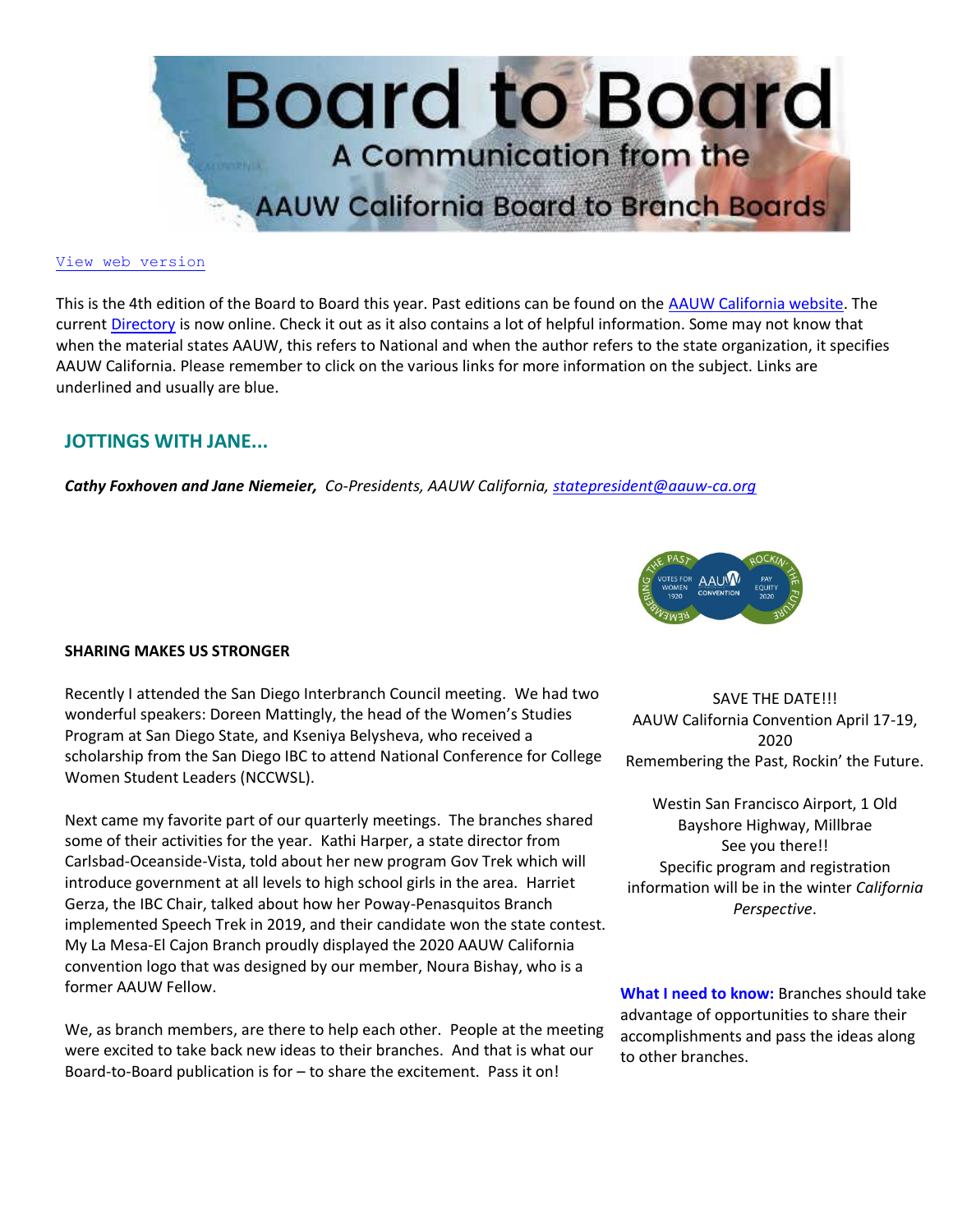# Board to Board

A Communication from the AAUW California Board to Branch Boards

View web version

This is the 4th edition of the Board to Board this year. Past editions can be found on the AAUW California website. The current Directory is now online. Check it out as it also contains a lot of helpful information. Some may not know that when the material states AAUW, this refers to National and when the author refers to the state organization, it specifies AAUW California. Please remember to click on the various links for more information on the subject. Links are underlined and usually are blue.

## JOTTINGS WITH JANE...

***Cathy Foxhoven and Jane Niemeier,*** *Co-Presidents, AAUW California, statepresident@aauw-ca.org*

### SHARING MAKES US STRONGER

Recently I attended the San Diego Interbranch Council meeting. We had two wonderful speakers: Doreen Mattingly, the head of the Women's Studies Program at San Diego State, and Kseniya Belysheva, who received a scholarship from the San Diego IBC to attend National Conference for College Women Student Leaders (NCCWSL).

Next came my favorite part of our quarterly meetings. The branches shared some of their activities for the year. Kathi Harper, a state director from Carlsbad-Oceanside-Vista, told about her new program Gov Trek which will introduce government at all levels to high school girls in the area. Harriet Gerza, the IBC Chair, talked about how her Poway-Penasquitos Branch implemented Speech Trek in 2019, and their candidate won the state contest. My La Mesa-El Cajon Branch proudly displayed the 2020 AAUW California convention logo that was designed by our member, Noura Bishay, who is a former AAUW Fellow.

We, as branch members, are there to help each other. People at the meeting were excited to take back new ideas to their branches. And that is what our Board-to-Board publication is for – to share the excitement. Pass it on!

SAVE THE DATE!!!
AAUW California Convention April 17-19, 2020
Remembering the Past, Rockin' the Future.

Westin San Francisco Airport, 1 Old Bayshore Highway, Millbrae
See you there!!
Specific program and registration information will be in the winter *California Perspective*.

**What I need to know:** Branches should take advantage of opportunities to share their accomplishments and pass the ideas along to other branches.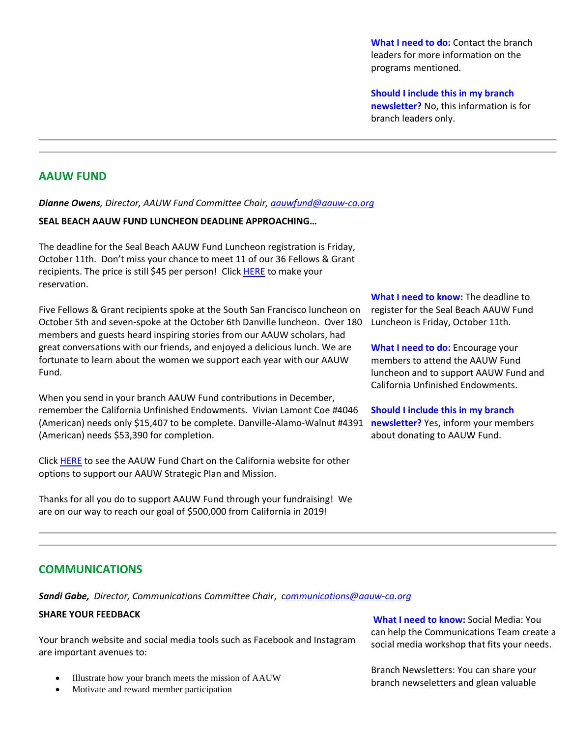**What I need to do:** Contact the branch leaders for more information on the programs mentioned.

**Should I include this in my branch newsletter?** No, this information is for branch leaders only.

---

## AAUW FUND

***Dianne Owens****, Director, AAUW Fund Committee Chair, [aauwfund@aauw-ca.org](mailto:aauwfund@aauw-ca.org)*

**SEAL BEACH AAUW FUND LUNCHEON DEADLINE APPROACHING…**

The deadline for the Seal Beach AAUW Fund Luncheon registration is Friday, October 11th. Don't miss your chance to meet 11 of our 36 Fellows & Grant recipients. The price is still $45 per person! Click HERE to make your reservation.

Five Fellows & Grant recipients spoke at the South San Francisco luncheon on October 5th and seven-spoke at the October 6th Danville luncheon. Over 180 members and guests heard inspiring stories from our AAUW scholars, had great conversations with our friends, and enjoyed a delicious lunch. We are fortunate to learn about the women we support each year with our AAUW Fund.

When you send in your branch AAUW Fund contributions in December, remember the California Unfinished Endowments. Vivian Lamont Coe #4046 (American) needs only $15,407 to be complete. Danville-Alamo-Walnut #4391 (American) needs $53,390 for completion.

Click HERE to see the AAUW Fund Chart on the California website for other options to support our AAUW Strategic Plan and Mission.

Thanks for all you do to support AAUW Fund through your fundraising! We are on our way to reach our goal of $500,000 from California in 2019!

**What I need to know:** The deadline to register for the Seal Beach AAUW Fund Luncheon is Friday, October 11th.

**What I need to do:** Encourage your members to attend the AAUW Fund luncheon and to support AAUW Fund and California Unfinished Endowments.

**Should I include this in my branch newsletter?** Yes, inform your members about donating to AAUW Fund.

---

## COMMUNICATIONS

***Sandi Gabe,*** *Director, Communications Committee Chair*, [communications@aauw-ca.org](mailto:communications@aauw-ca.org)

**SHARE YOUR FEEDBACK**

Your branch website and social media tools such as Facebook and Instagram are important avenues to:

- Illustrate how your branch meets the mission of AAUW
- Motivate and reward member participation

**What I need to know:** Social Media: You can help the Communications Team create a social media workshop that fits your needs.

Branch Newsletters: You can share your branch newseletters and glean valuable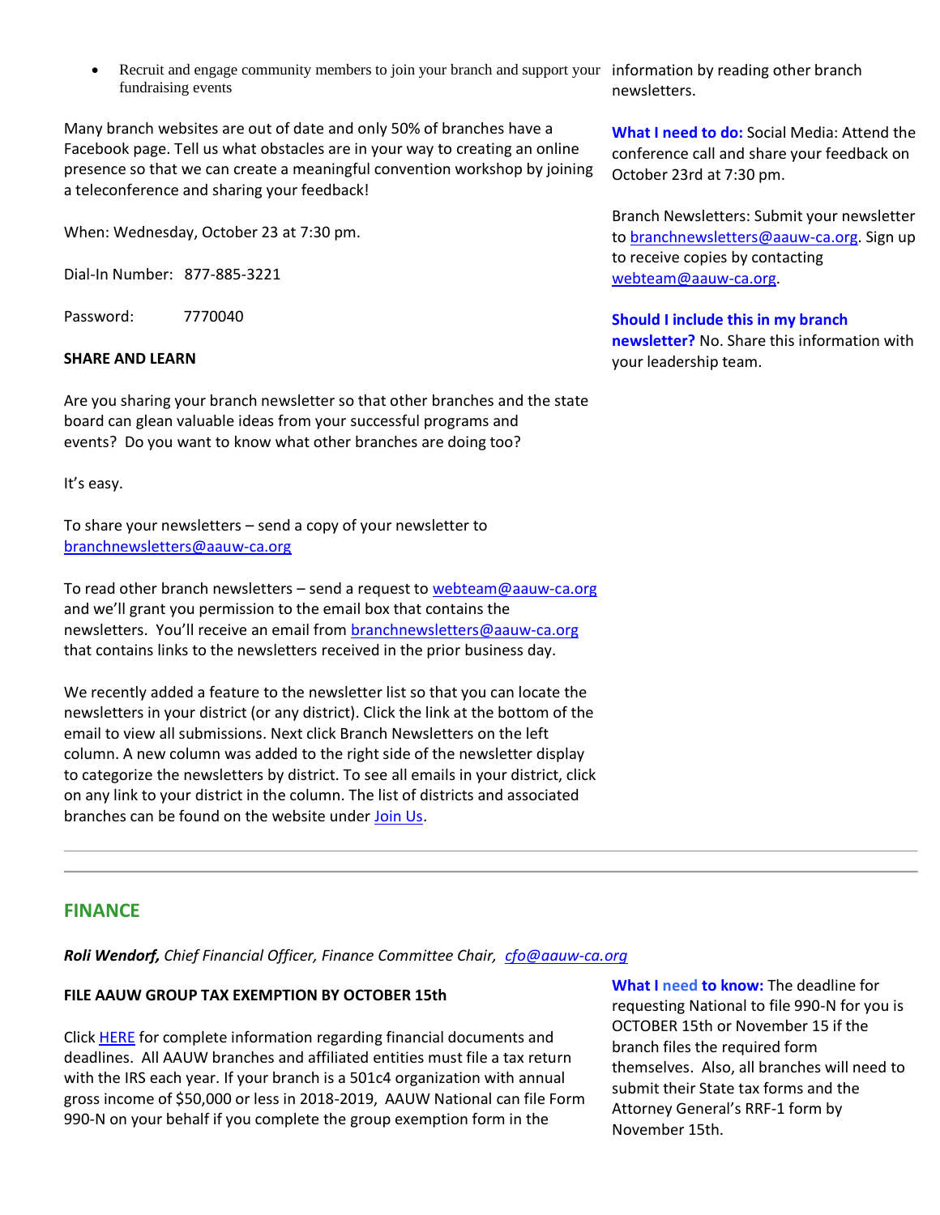- Recruit and engage community members to join your branch and support your fundraising events

Many branch websites are out of date and only 50% of branches have a Facebook page. Tell us what obstacles are in your way to creating an online presence so that we can create a meaningful convention workshop by joining a teleconference and sharing your feedback!

When: Wednesday, October 23 at 7:30 pm.

Dial-In Number: 877-885-3221

Password: 7770040

**SHARE AND LEARN**

Are you sharing your branch newsletter so that other branches and the state board can glean valuable ideas from your successful programs and events? Do you want to know what other branches are doing too?

It's easy.

To share your newsletters – send a copy of your newsletter to [branchnewsletters@aauw-ca.org](mailto:branchnewsletters@aauw-ca.org)

To read other branch newsletters – send a request to [webteam@aauw-ca.org](mailto:webteam@aauw-ca.org) and we'll grant you permission to the email box that contains the newsletters. You'll receive an email from [branchnewsletters@aauw-ca.org](mailto:branchnewsletters@aauw-ca.org) that contains links to the newsletters received in the prior business day.

We recently added a feature to the newsletter list so that you can locate the newsletters in your district (or any district). Click the link at the bottom of the email to view all submissions. Next click Branch Newsletters on the left column. A new column was added to the right side of the newsletter display to categorize the newsletters by district. To see all emails in your district, click on any link to your district in the column. The list of districts and associated branches can be found on the website under [Join Us](#).

information by reading other branch newsletters.

**What I need to do:** Social Media: Attend the conference call and share your feedback on October 23rd at 7:30 pm.

Branch Newsletters: Submit your newsletter to [branchnewsletters@aauw-ca.org](mailto:branchnewsletters@aauw-ca.org). Sign up to receive copies by contacting [webteam@aauw-ca.org](mailto:webteam@aauw-ca.org).

**Should I include this in my branch newsletter?** No. Share this information with your leadership team.

---

## FINANCE

***Roli Wendorf,*** *Chief Financial Officer, Finance Committee Chair, [cfo@aauw-ca.org](mailto:cfo@aauw-ca.org)*

**FILE AAUW GROUP TAX EXEMPTION BY OCTOBER 15th**

Click [HERE](#) for complete information regarding financial documents and deadlines. All AAUW branches and affiliated entities must file a tax return with the IRS each year. If your branch is a 501c4 organization with annual gross income of $50,000 or less in 2018-2019, AAUW National can file Form 990-N on your behalf if you complete the group exemption form in the

**What I need to know:** The deadline for requesting National to file 990-N for you is OCTOBER 15th or November 15 if the branch files the required form themselves. Also, all branches will need to submit their State tax forms and the Attorney General's RRF-1 form by November 15th.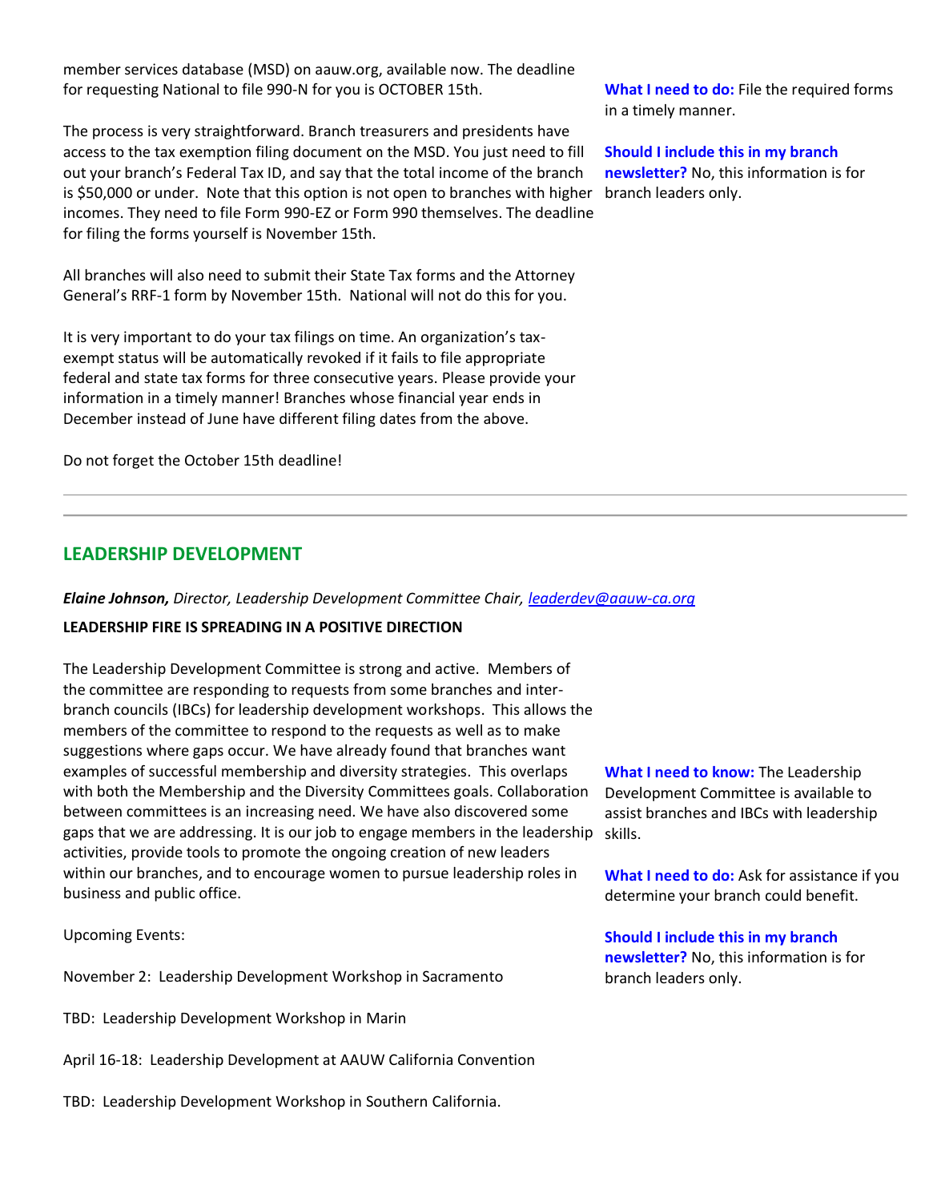member services database (MSD) on aauw.org, available now. The deadline for requesting National to file 990-N for you is OCTOBER 15th.

The process is very straightforward. Branch treasurers and presidents have access to the tax exemption filing document on the MSD. You just need to fill out your branch's Federal Tax ID, and say that the total income of the branch is $50,000 or under. Note that this option is not open to branches with higher incomes. They need to file Form 990-EZ or Form 990 themselves. The deadline for filing the forms yourself is November 15th.

All branches will also need to submit their State Tax forms and the Attorney General's RRF-1 form by November 15th. National will not do this for you.

It is very important to do your tax filings on time. An organization's tax-exempt status will be automatically revoked if it fails to file appropriate federal and state tax forms for three consecutive years. Please provide your information in a timely manner! Branches whose financial year ends in December instead of June have different filing dates from the above.

Do not forget the October 15th deadline!

**What I need to do:** File the required forms in a timely manner.

**Should I include this in my branch newsletter?** No, this information is for branch leaders only.

---

## LEADERSHIP DEVELOPMENT

***Elaine Johnson,*** *Director, Leadership Development Committee Chair,* *leaderdev@aauw-ca.org*

**LEADERSHIP FIRE IS SPREADING IN A POSITIVE DIRECTION**

The Leadership Development Committee is strong and active. Members of the committee are responding to requests from some branches and inter-branch councils (IBCs) for leadership development workshops. This allows the members of the committee to respond to the requests as well as to make suggestions where gaps occur. We have already found that branches want examples of successful membership and diversity strategies. This overlaps with both the Membership and the Diversity Committees goals. Collaboration between committees is an increasing need. We have also discovered some gaps that we are addressing. It is our job to engage members in the leadership activities, provide tools to promote the ongoing creation of new leaders within our branches, and to encourage women to pursue leadership roles in business and public office.

Upcoming Events:

November 2: Leadership Development Workshop in Sacramento

TBD: Leadership Development Workshop in Marin

April 16-18: Leadership Development at AAUW California Convention

TBD: Leadership Development Workshop in Southern California.

**What I need to know:** The Leadership Development Committee is available to assist branches and IBCs with leadership skills.

**What I need to do:** Ask for assistance if you determine your branch could benefit.

**Should I include this in my branch newsletter?** No, this information is for branch leaders only.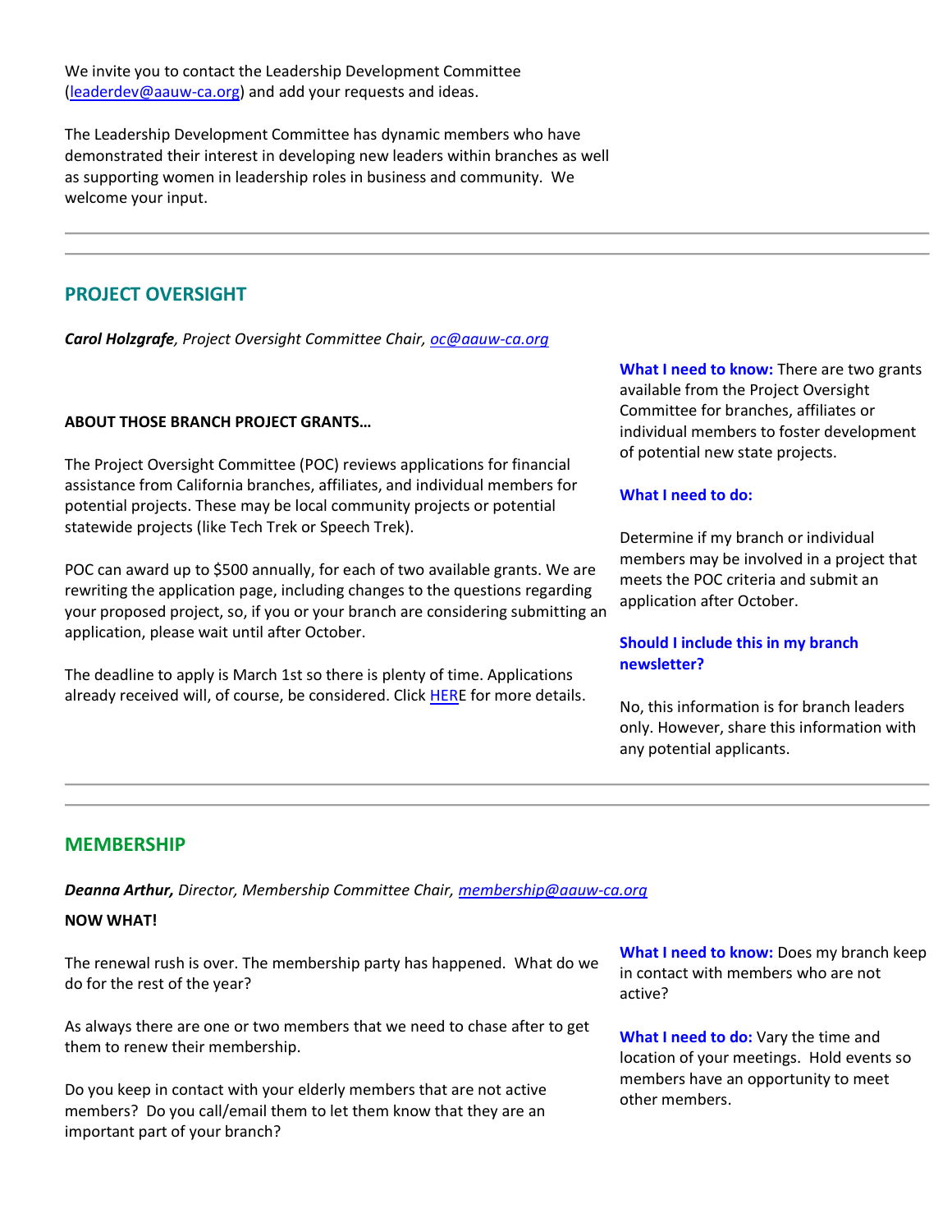We invite you to contact the Leadership Development Committee (leaderdev@aauw-ca.org) and add your requests and ideas.

The Leadership Development Committee has dynamic members who have demonstrated their interest in developing new leaders within branches as well as supporting women in leadership roles in business and community. We welcome your input.

---

## PROJECT OVERSIGHT

***Carol Holzgrafe**, Project Oversight Committee Chair, oc@aauw-ca.org*

**ABOUT THOSE BRANCH PROJECT GRANTS…**

The Project Oversight Committee (POC) reviews applications for financial assistance from California branches, affiliates, and individual members for potential projects. These may be local community projects or potential statewide projects (like Tech Trek or Speech Trek).

POC can award up to $500 annually, for each of two available grants. We are rewriting the application page, including changes to the questions regarding your proposed project, so, if you or your branch are considering submitting an application, please wait until after October.

The deadline to apply is March 1st so there is plenty of time. Applications already received will, of course, be considered. Click HERE for more details.

**What I need to know:** There are two grants available from the Project Oversight Committee for branches, affiliates or individual members to foster development of potential new state projects.

**What I need to do:**

Determine if my branch or individual members may be involved in a project that meets the POC criteria and submit an application after October.

**Should I include this in my branch newsletter?**

No, this information is for branch leaders only. However, share this information with any potential applicants.

---

## MEMBERSHIP

***Deanna Arthur,** Director, Membership Committee Chair, membership@aauw-ca.org*

**NOW WHAT!**

The renewal rush is over. The membership party has happened. What do we do for the rest of the year?

As always there are one or two members that we need to chase after to get them to renew their membership.

Do you keep in contact with your elderly members that are not active members? Do you call/email them to let them know that they are an important part of your branch?

**What I need to know:** Does my branch keep in contact with members who are not active?

**What I need to do:** Vary the time and location of your meetings. Hold events so members have an opportunity to meet other members.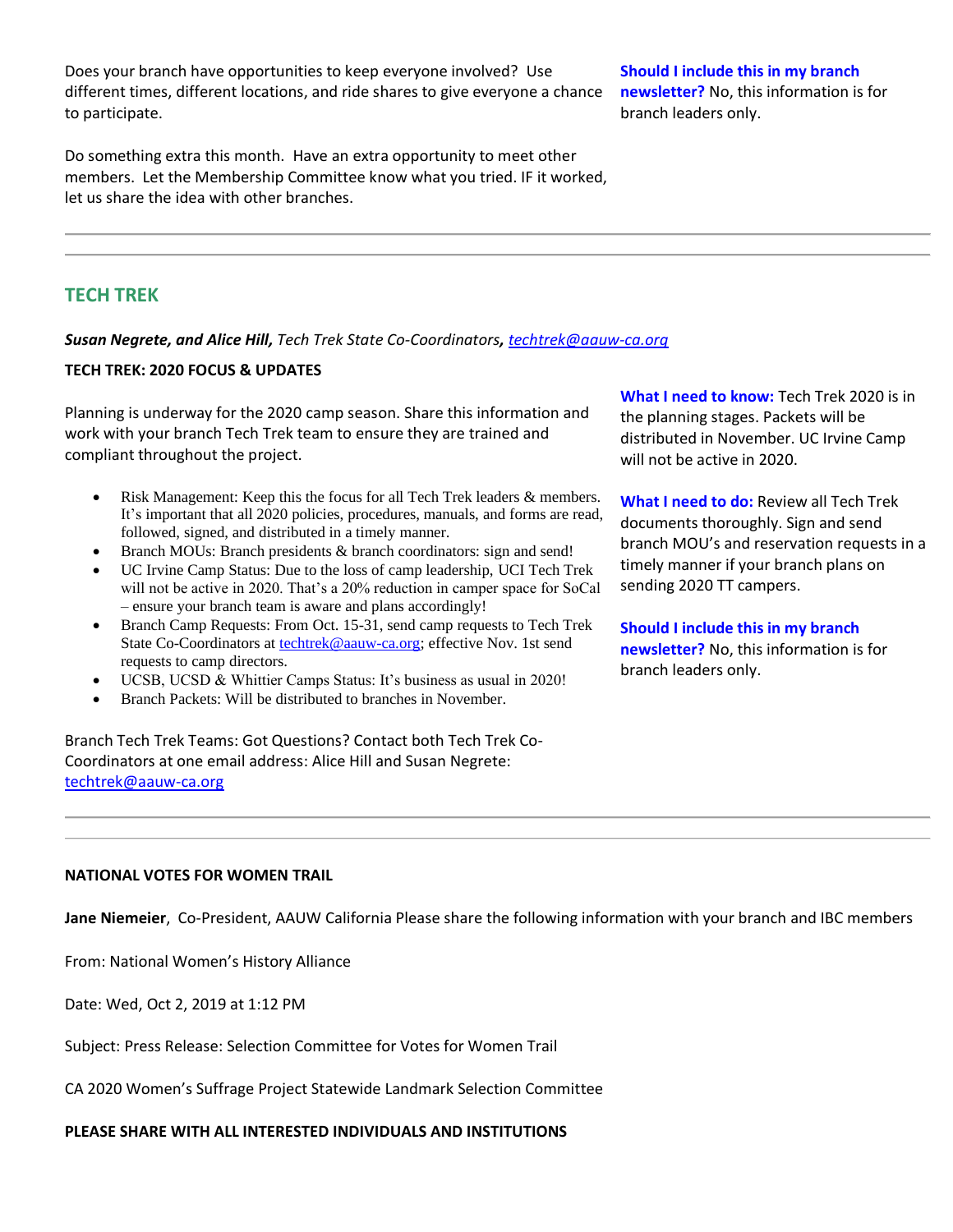Does your branch have opportunities to keep everyone involved? Use different times, different locations, and ride shares to give everyone a chance to participate.

Do something extra this month. Have an extra opportunity to meet other members. Let the Membership Committee know what you tried. IF it worked, let us share the idea with other branches.

**Should I include this in my branch newsletter?** No, this information is for branch leaders only.

---

---

## TECH TREK

***Susan Negrete, and Alice Hill,*** *Tech Trek State Co-Coordinators,* *techtrek@aauw-ca.org*

**TECH TREK: 2020 FOCUS & UPDATES**

Planning is underway for the 2020 camp season. Share this information and work with your branch Tech Trek team to ensure they are trained and compliant throughout the project.

- Risk Management: Keep this the focus for all Tech Trek leaders & members. It's important that all 2020 policies, procedures, manuals, and forms are read, followed, signed, and distributed in a timely manner.
- Branch MOUs: Branch presidents & branch coordinators: sign and send!
- UC Irvine Camp Status: Due to the loss of camp leadership, UCI Tech Trek will not be active in 2020. That's a 20% reduction in camper space for SoCal – ensure your branch team is aware and plans accordingly!
- Branch Camp Requests: From Oct. 15-31, send camp requests to Tech Trek State Co-Coordinators at techtrek@aauw-ca.org; effective Nov. 1st send requests to camp directors.
- UCSB, UCSD & Whittier Camps Status: It's business as usual in 2020!
- Branch Packets: Will be distributed to branches in November.

Branch Tech Trek Teams: Got Questions? Contact both Tech Trek Co-Coordinators at one email address: Alice Hill and Susan Negrete: techtrek@aauw-ca.org

**What I need to know:** Tech Trek 2020 is in the planning stages. Packets will be distributed in November. UC Irvine Camp will not be active in 2020.

**What I need to do:** Review all Tech Trek documents thoroughly. Sign and send branch MOU's and reservation requests in a timely manner if your branch plans on sending 2020 TT campers.

**Should I include this in my branch newsletter?** No, this information is for branch leaders only.

---

---

**NATIONAL VOTES FOR WOMEN TRAIL**

**Jane Niemeier**, Co-President, AAUW California Please share the following information with your branch and IBC members

From: National Women's History Alliance

Date: Wed, Oct 2, 2019 at 1:12 PM

Subject: Press Release: Selection Committee for Votes for Women Trail

CA 2020 Women's Suffrage Project Statewide Landmark Selection Committee

**PLEASE SHARE WITH ALL INTERESTED INDIVIDUALS AND INSTITUTIONS**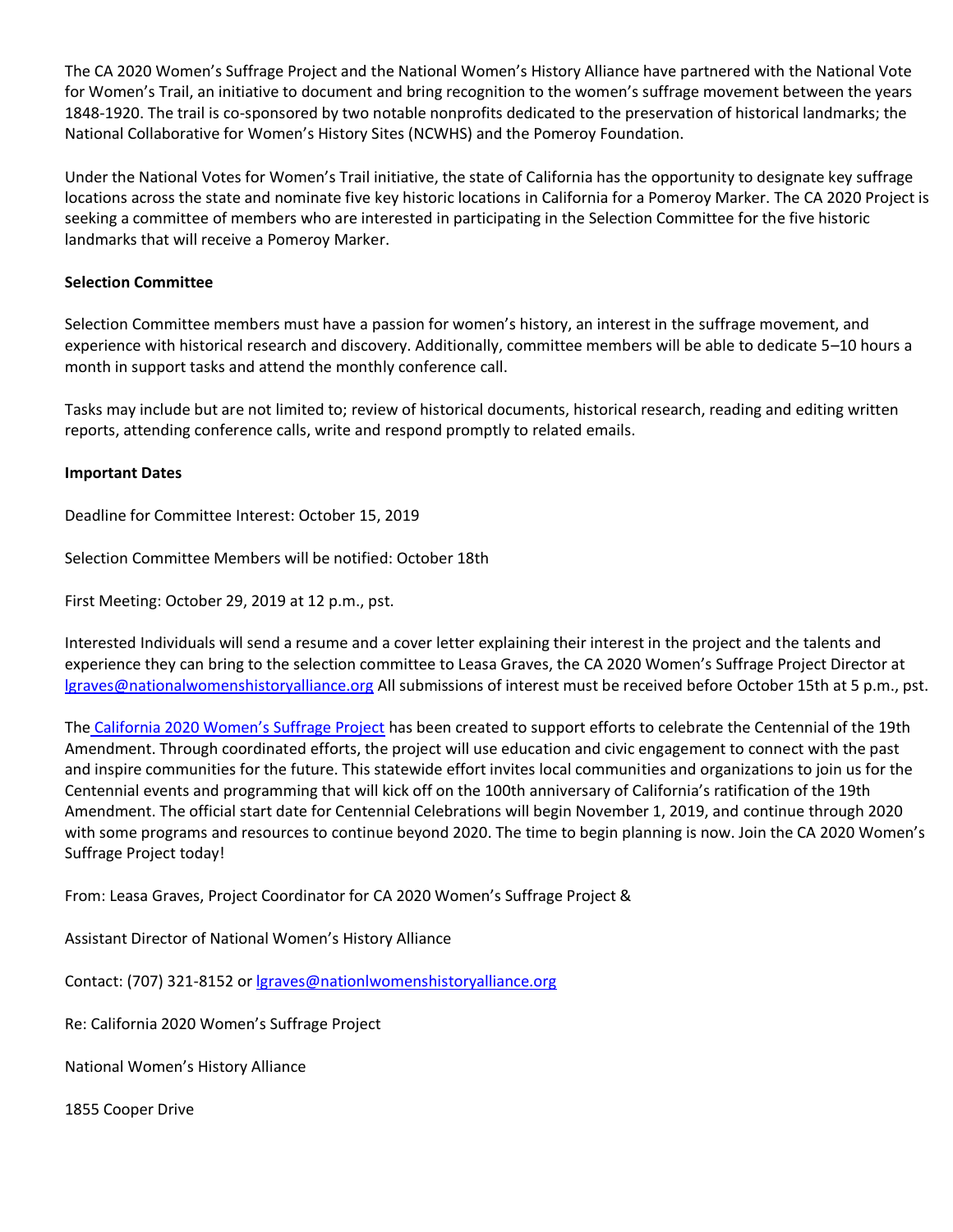The CA 2020 Women's Suffrage Project and the National Women's History Alliance have partnered with the National Vote for Women's Trail, an initiative to document and bring recognition to the women's suffrage movement between the years 1848-1920. The trail is co-sponsored by two notable nonprofits dedicated to the preservation of historical landmarks; the National Collaborative for Women's History Sites (NCWHS) and the Pomeroy Foundation.

Under the National Votes for Women's Trail initiative, the state of California has the opportunity to designate key suffrage locations across the state and nominate five key historic locations in California for a Pomeroy Marker. The CA 2020 Project is seeking a committee of members who are interested in participating in the Selection Committee for the five historic landmarks that will receive a Pomeroy Marker.

**Selection Committee**

Selection Committee members must have a passion for women's history, an interest in the suffrage movement, and experience with historical research and discovery. Additionally, committee members will be able to dedicate 5–10 hours a month in support tasks and attend the monthly conference call.

Tasks may include but are not limited to; review of historical documents, historical research, reading and editing written reports, attending conference calls, write and respond promptly to related emails.

**Important Dates**

Deadline for Committee Interest: October 15, 2019

Selection Committee Members will be notified: October 18th

First Meeting: October 29, 2019 at 12 p.m., pst.

Interested Individuals will send a resume and a cover letter explaining their interest in the project and the talents and experience they can bring to the selection committee to Leasa Graves, the CA 2020 Women's Suffrage Project Director at lgraves@nationalwomenshistoryalliance.org All submissions of interest must be received before October 15th at 5 p.m., pst.

The California 2020 Women's Suffrage Project has been created to support efforts to celebrate the Centennial of the 19th Amendment. Through coordinated efforts, the project will use education and civic engagement to connect with the past and inspire communities for the future. This statewide effort invites local communities and organizations to join us for the Centennial events and programming that will kick off on the 100th anniversary of California's ratification of the 19th Amendment. The official start date for Centennial Celebrations will begin November 1, 2019, and continue through 2020 with some programs and resources to continue beyond 2020. The time to begin planning is now. Join the CA 2020 Women's Suffrage Project today!

From: Leasa Graves, Project Coordinator for CA 2020 Women's Suffrage Project &

Assistant Director of National Women's History Alliance

Contact: (707) 321-8152 or lgraves@nationlwomenshistoryalliance.org

Re: California 2020 Women's Suffrage Project

National Women's History Alliance

1855 Cooper Drive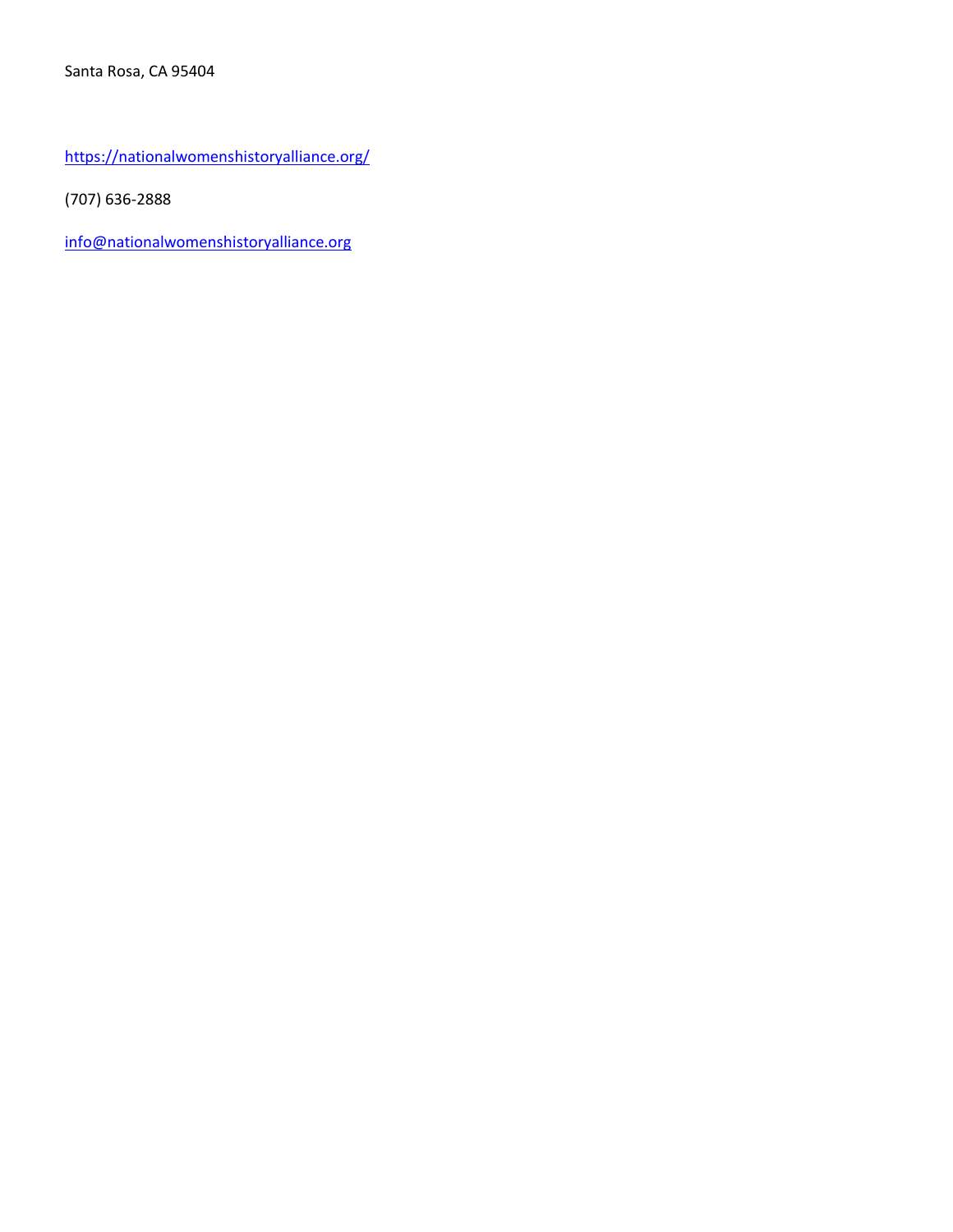Santa Rosa, CA 95404

https://nationalwomenshistoryalliance.org/

(707) 636-2888

info@nationalwomenshistoryalliance.org